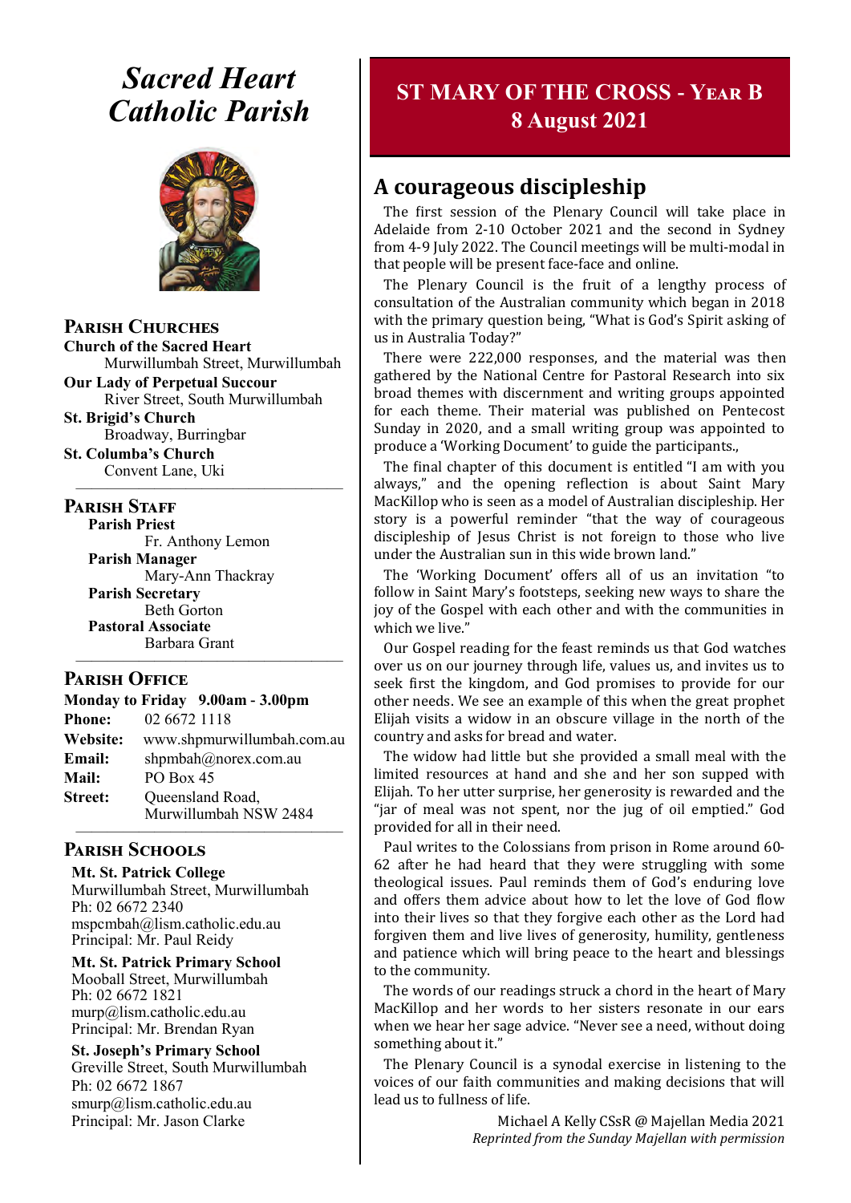# *Sacred Heart Catholic Parish*

## Parish Churches

**Church of the Sacred Heart**
Murwillumbah Street, Murwillumbah

**Our Lady of Perpetual Succour**
River Street, South Murwillumbah

**St. Brigid's Church**
Broadway, Burringbar

**St. Columba's Church**
Convent Lane, Uki

## Parish Staff

**Parish Priest**
Fr. Anthony Lemon

**Parish Manager**
Mary-Ann Thackray

**Parish Secretary**
Beth Gorton

**Pastoral Associate**
Barbara Grant

## Parish Office

**Monday to Friday 9.00am - 3.00pm**

**Phone:** 02 6672 1118
**Website:** www.shpmurwillumbah.com.au
**Email:** shpmbah@norex.com.au
**Mail:** PO Box 45
**Street:** Queensland Road, Murwillumbah NSW 2484

## Parish Schools

**Mt. St. Patrick College**
Murwillumbah Street, Murwillumbah
Ph: 02 6672 2340
mspcmbah@lism.catholic.edu.au
Principal: Mr. Paul Reidy

**Mt. St. Patrick Primary School**
Mooball Street, Murwillumbah
Ph: 02 6672 1821
murp@lism.catholic.edu.au
Principal: Mr. Brendan Ryan

**St. Joseph's Primary School**
Greville Street, South Murwillumbah
Ph: 02 6672 1867
smurp@lism.catholic.edu.au
Principal: Mr. Jason Clarke

# ST MARY OF THE CROSS - YEAR B
# 8 August 2021

## A courageous discipleship

The first session of the Plenary Council will take place in Adelaide from 2-10 October 2021 and the second in Sydney from 4-9 July 2022. The Council meetings will be multi-modal in that people will be present face-face and online.

The Plenary Council is the fruit of a lengthy process of consultation of the Australian community which began in 2018 with the primary question being, "What is God's Spirit asking of us in Australia Today?"

There were 222,000 responses, and the material was then gathered by the National Centre for Pastoral Research into six broad themes with discernment and writing groups appointed for each theme. Their material was published on Pentecost Sunday in 2020, and a small writing group was appointed to produce a 'Working Document' to guide the participants.,

The final chapter of this document is entitled "I am with you always," and the opening reflection is about Saint Mary MacKillop who is seen as a model of Australian discipleship. Her story is a powerful reminder "that the way of courageous discipleship of Jesus Christ is not foreign to those who live under the Australian sun in this wide brown land."

The 'Working Document' offers all of us an invitation "to follow in Saint Mary's footsteps, seeking new ways to share the joy of the Gospel with each other and with the communities in which we live."

Our Gospel reading for the feast reminds us that God watches over us on our journey through life, values us, and invites us to seek first the kingdom, and God promises to provide for our other needs. We see an example of this when the great prophet Elijah visits a widow in an obscure village in the north of the country and asks for bread and water.

The widow had little but she provided a small meal with the limited resources at hand and she and her son supped with Elijah. To her utter surprise, her generosity is rewarded and the "jar of meal was not spent, nor the jug of oil emptied." God provided for all in their need.

Paul writes to the Colossians from prison in Rome around 60-62 after he had heard that they were struggling with some theological issues. Paul reminds them of God's enduring love and offers them advice about how to let the love of God flow into their lives so that they forgive each other as the Lord had forgiven them and live lives of generosity, humility, gentleness and patience which will bring peace to the heart and blessings to the community.

The words of our readings struck a chord in the heart of Mary MacKillop and her words to her sisters resonate in our ears when we hear her sage advice. "Never see a need, without doing something about it."

The Plenary Council is a synodal exercise in listening to the voices of our faith communities and making decisions that will lead us to fullness of life.

Michael A Kelly CSsR @ Majellan Media 2021
*Reprinted from the Sunday Majellan with permission*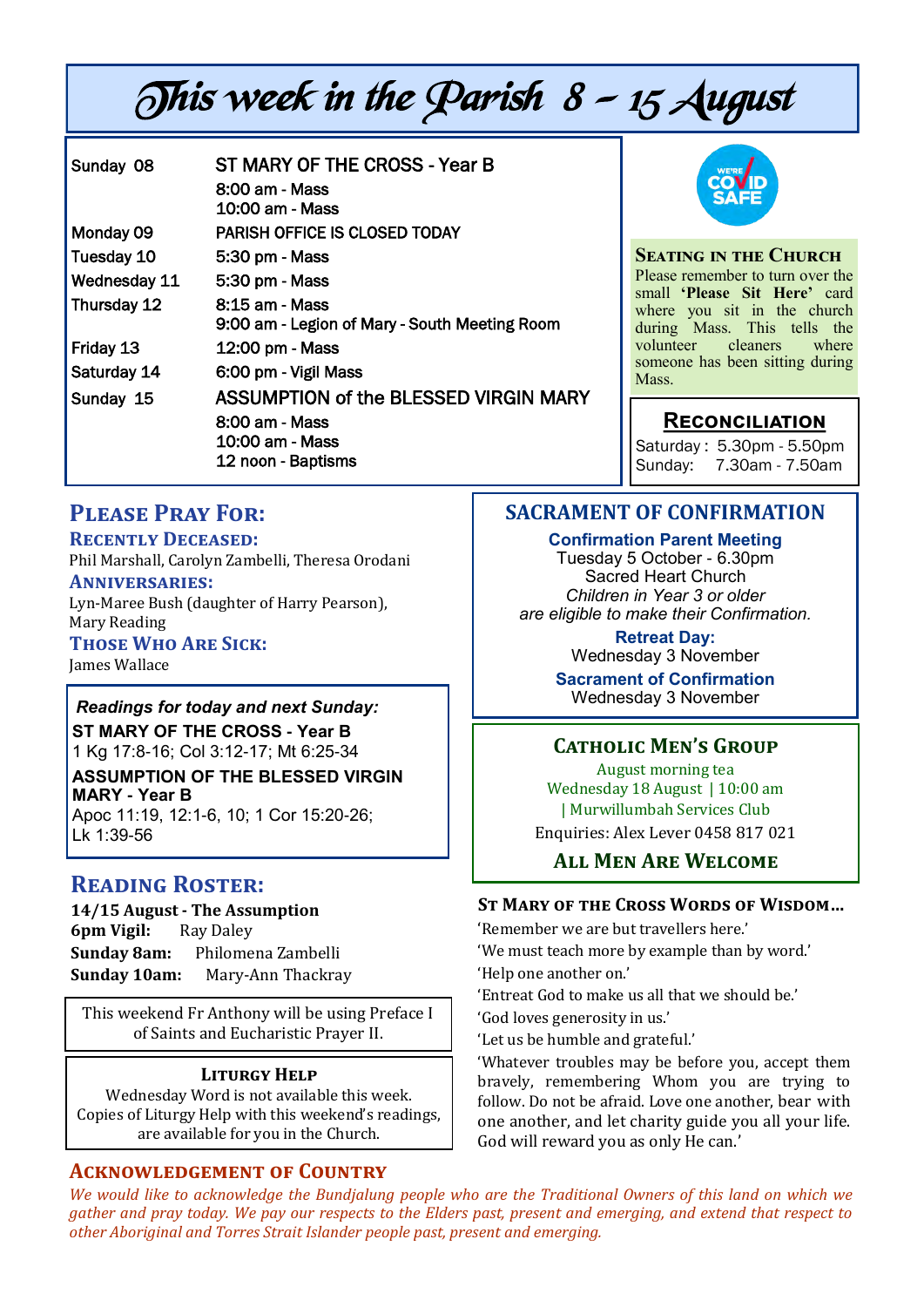# This week in the Parish 8 – 15 August

| | |
|---|---|
| Sunday 08 | ST MARY OF THE CROSS - Year B |
| | 8:00 am - Mass |
| | 10:00 am - Mass |
| Monday 09 | PARISH OFFICE IS CLOSED TODAY |
| Tuesday 10 | 5:30 pm - Mass |
| Wednesday 11 | 5:30 pm - Mass |
| Thursday 12 | 8:15 am - Mass |
| | 9:00 am - Legion of Mary - South Meeting Room |
| Friday 13 | 12:00 pm - Mass |
| Saturday 14 | 6:00 pm - Vigil Mass |
| Sunday 15 | ASSUMPTION of the BLESSED VIRGIN MARY |
| | 8:00 am - Mass |
| | 10:00 am - Mass |
| | 12 noon - Baptisms |

WE'RE COVID SAFE

### Seating in the Church

Please remember to turn over the small **'Please Sit Here'** card where you sit in the church during Mass. This tells the volunteer cleaners where someone has been sitting during Mass.

### Reconciliation

Saturday : 5.30pm - 5.50pm
Sunday: 7.30am - 7.50am

## Please Pray For:

### Recently Deceased:

Phil Marshall, Carolyn Zambelli, Theresa Orodani

### Anniversaries:

Lyn-Maree Bush (daughter of Harry Pearson), Mary Reading

### Those Who Are Sick:

James Wallace

***Readings for today and next Sunday:***

**ST MARY OF THE CROSS - Year B**
1 Kg 17:8-16; Col 3:12-17; Mt 6:25-34

**ASSUMPTION OF THE BLESSED VIRGIN MARY - Year B**
Apoc 11:19, 12:1-6, 10; 1 Cor 15:20-26; Lk 1:39-56

## Reading Roster:

**14/15 August - The Assumption**
**6pm Vigil:** Ray Daley
**Sunday 8am:** Philomena Zambelli
**Sunday 10am:** Mary-Ann Thackray

This weekend Fr Anthony will be using Preface I of Saints and Eucharistic Prayer II.

### Liturgy Help

Wednesday Word is not available this week.
Copies of Liturgy Help with this weekend's readings, are available for you in the Church.

## Sacrament of Confirmation

**Confirmation Parent Meeting**
Tuesday 5 October - 6.30pm
Sacred Heart Church
*Children in Year 3 or older are eligible to make their Confirmation.*

**Retreat Day:**
Wednesday 3 November

**Sacrament of Confirmation**
Wednesday 3 November

## Catholic Men's Group

August morning tea
Wednesday 18 August | 10:00 am | Murwillumbah Services Club
Enquiries: Alex Lever 0458 817 021

**All Men Are Welcome**

### St Mary of the Cross Words of Wisdom…

'Remember we are but travellers here.'
'We must teach more by example than by word.'
'Help one another on.'
'Entreat God to make us all that we should be.'
'God loves generosity in us.'
'Let us be humble and grateful.'
'Whatever troubles may be before you, accept them bravely, remembering Whom you are trying to follow. Do not be afraid. Love one another, bear with one another, and let charity guide you all your life. God will reward you as only He can.'

## Acknowledgement of Country

*We would like to acknowledge the Bundjalung people who are the Traditional Owners of this land on which we gather and pray today. We pay our respects to the Elders past, present and emerging, and extend that respect to other Aboriginal and Torres Strait Islander people past, present and emerging.*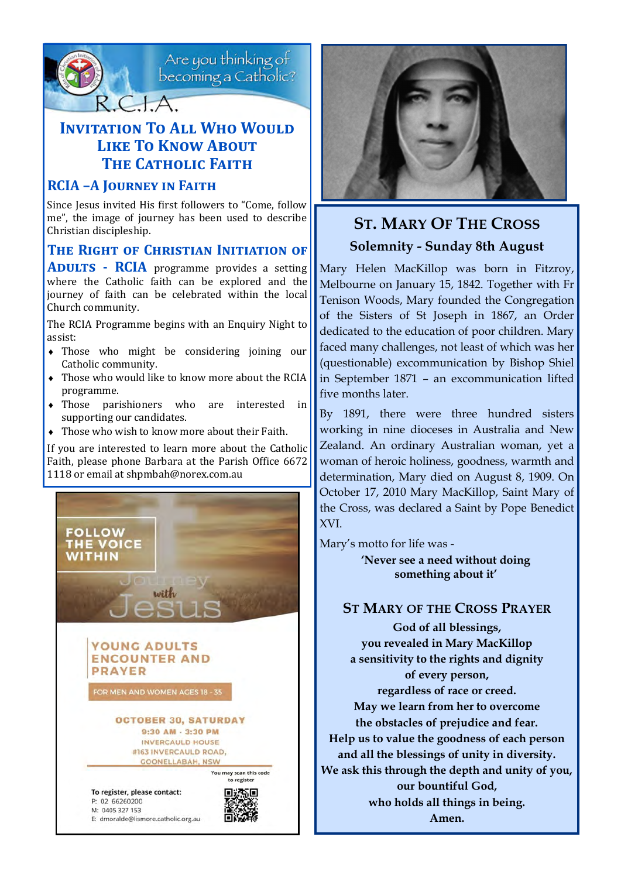Are you thinking of becoming a Catholic?

R.C.I.A.

## Invitation To All Who Would Like To Know About The Catholic Faith

### RCIA –A Journey in Faith

Since Jesus invited His first followers to "Come, follow me", the image of journey has been used to describe Christian discipleship.

**The Right of Christian Initiation of Adults - RCIA** programme provides a setting where the Catholic faith can be explored and the journey of faith can be celebrated within the local Church community.

The RCIA Programme begins with an Enquiry Night to assist:

- Those who might be considering joining our Catholic community.
- Those who would like to know more about the RCIA programme.
- Those parishioners who are interested in supporting our candidates.
- Those who wish to know more about their Faith.

If you are interested to learn more about the Catholic Faith, please phone Barbara at the Parish Office 6672 1118 or email at shpmbah@norex.com.au

FOLLOW THE VOICE WITHIN

Journey with Jesus

YOUNG ADULTS ENCOUNTER AND PRAYER

FOR MEN AND WOMEN AGES 18 - 35

OCTOBER 30, SATURDAY
9:30 AM - 3:30 PM
INVERCAULD HOUSE
#163 INVERCAULD ROAD,
GOONELLABAH, NSW

You may scan this code to register

To register, please contact:
P: 02 66260200
M: 0405 327 153
E: dmoralde@lismore.catholic.org.au

## St. Mary Of The Cross

### Solemnity - Sunday 8th August

Mary Helen MacKillop was born in Fitzroy, Melbourne on January 15, 1842. Together with Fr Tenison Woods, Mary founded the Congregation of the Sisters of St Joseph in 1867, an Order dedicated to the education of poor children. Mary faced many challenges, not least of which was her (questionable) excommunication by Bishop Shiel in September 1871 – an excommunication lifted five months later.

By 1891, there were three hundred sisters working in nine dioceses in Australia and New Zealand. An ordinary Australian woman, yet a woman of heroic holiness, goodness, warmth and determination, Mary died on August 8, 1909. On October 17, 2010 Mary MacKillop, Saint Mary of the Cross, was declared a Saint by Pope Benedict XVI.

Mary's motto for life was -

**'Never see a need without doing something about it'**

### St Mary of the Cross Prayer

**God of all blessings,**
**you revealed in Mary MacKillop**
**a sensitivity to the rights and dignity**
**of every person,**
**regardless of race or creed.**
**May we learn from her to overcome**
**the obstacles of prejudice and fear.**
**Help us to value the goodness of each person**
**and all the blessings of unity in diversity.**
**We ask this through the depth and unity of you,**
**our bountiful God,**
**who holds all things in being.**
**Amen.**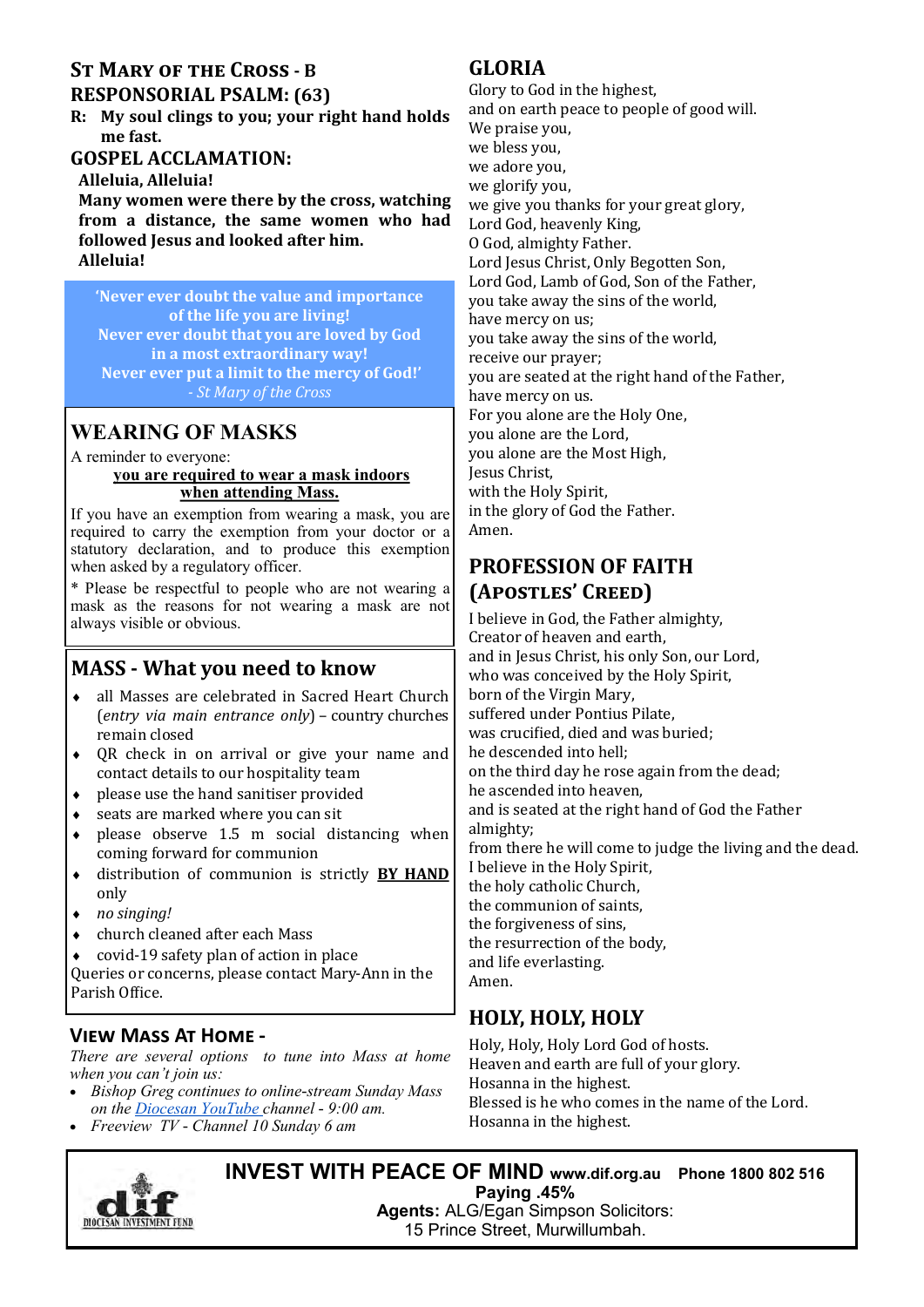## St Mary of the Cross - B

### RESPONSORIAL PSALM: (63)

**R: My soul clings to you; your right hand holds me fast.**

### GOSPEL ACCLAMATION:

**Alleluia, Alleluia!**

**Many women were there by the cross, watching from a distance, the same women who had followed Jesus and looked after him.**

**Alleluia!**

**'Never ever doubt the value and importance of the life you are living!**
**Never ever doubt that you are loved by God in a most extraordinary way!**
**Never ever put a limit to the mercy of God!'**
*- St Mary of the Cross*

## WEARING OF MASKS

A reminder to everyone:

**you are required to wear a mask indoors when attending Mass.**

If you have an exemption from wearing a mask, you are required to carry the exemption from your doctor or a statutory declaration, and to produce this exemption when asked by a regulatory officer.

* Please be respectful to people who are not wearing a mask as the reasons for not wearing a mask are not always visible or obvious.

## MASS - What you need to know

- all Masses are celebrated in Sacred Heart Church (*entry via main entrance only*) – country churches remain closed
- QR check in on arrival or give your name and contact details to our hospitality team
- please use the hand sanitiser provided
- seats are marked where you can sit
- please observe 1.5 m social distancing when coming forward for communion
- distribution of communion is strictly **BY HAND** only
- *no singing!*
- church cleaned after each Mass
- covid-19 safety plan of action in place

Queries or concerns, please contact Mary-Ann in the Parish Office.

## View Mass At Home -

*There are several options to tune into Mass at home when you can't join us:*

- *Bishop Greg continues to online-stream Sunday Mass on the Diocesan YouTube channel - 9:00 am.*
- *Freeview TV - Channel 10 Sunday 6 am*

## GLORIA

Glory to God in the highest,
and on earth peace to people of good will.
We praise you,
we bless you,
we adore you,
we glorify you,
we give you thanks for your great glory,
Lord God, heavenly King,
O God, almighty Father.
Lord Jesus Christ, Only Begotten Son,
Lord God, Lamb of God, Son of the Father,
you take away the sins of the world,
have mercy on us;
you take away the sins of the world,
receive our prayer;
you are seated at the right hand of the Father,
have mercy on us.
For you alone are the Holy One,
you alone are the Lord,
you alone are the Most High,
Jesus Christ,
with the Holy Spirit,
in the glory of God the Father.
Amen.

## PROFESSION OF FAITH (Apostles' Creed)

I believe in God, the Father almighty,
Creator of heaven and earth,
and in Jesus Christ, his only Son, our Lord,
who was conceived by the Holy Spirit,
born of the Virgin Mary,
suffered under Pontius Pilate,
was crucified, died and was buried;
he descended into hell;
on the third day he rose again from the dead;
he ascended into heaven,
and is seated at the right hand of God the Father almighty;
from there he will come to judge the living and the dead.
I believe in the Holy Spirit,
the holy catholic Church,
the communion of saints,
the forgiveness of sins,
the resurrection of the body,
and life everlasting.
Amen.

## HOLY, HOLY, HOLY

Holy, Holy, Holy Lord God of hosts.
Heaven and earth are full of your glory.
Hosanna in the highest.
Blessed is he who comes in the name of the Lord.
Hosanna in the highest.

**INVEST WITH PEACE OF MIND www.dif.org.au Phone 1800 802 516**
**Paying .45%**
**Agents:** ALG/Egan Simpson Solicitors:
15 Prince Street, Murwillumbah.